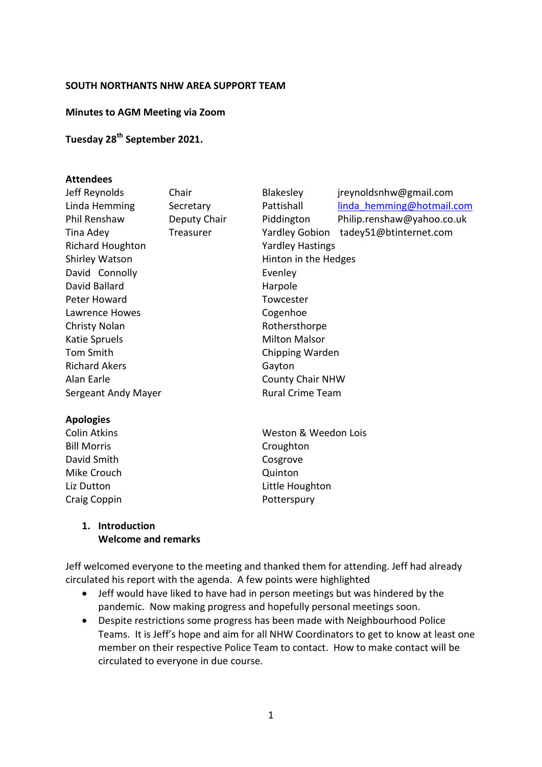**SOUTH NORTHANTS NHW AREA SUPPORT TEAM**

**Minutes to AGM Meeting via Zoom**

**Tuesday 28th September 2021.**

**Attendees**

| | | | |
|---|---|---|---|
| Jeff Reynolds | Chair | Blakesley | jreynoldsnhw@gmail.com |
| Linda Hemming | Secretary | Pattishall | linda_hemming@hotmail.com |
| Phil Renshaw | Deputy Chair | Piddington | Philip.renshaw@yahoo.co.uk |
| Tina Adey | Treasurer | Yardley Gobion | tadey51@btinternet.com |
| Richard Houghton | | Yardley Hastings | |
| Shirley Watson | | Hinton in the Hedges | |
| David Connolly | | Evenley | |
| David Ballard | | Harpole | |
| Peter Howard | | Towcester | |
| Lawrence Howes | | Cogenhoe | |
| Christy Nolan | | Rothersthorpe | |
| Katie Spruels | | Milton Malsor | |
| Tom Smith | | Chipping Warden | |
| Richard Akers | | Gayton | |
| Alan Earle | | County Chair NHW | |
| Sergeant Andy Mayer | | Rural Crime Team | |

**Apologies**

| | |
|---|---|
| Colin Atkins | Weston & Weedon Lois |
| Bill Morris | Croughton |
| David Smith | Cosgrove |
| Mike Crouch | Quinton |
| Liz Dutton | Little Houghton |
| Craig Coppin | Potterspury |

1. **Introduction**
   **Welcome and remarks**

Jeff welcomed everyone to the meeting and thanked them for attending. Jeff had already circulated his report with the agenda. A few points were highlighted

- Jeff would have liked to have had in person meetings but was hindered by the pandemic. Now making progress and hopefully personal meetings soon.
- Despite restrictions some progress has been made with Neighbourhood Police Teams. It is Jeff's hope and aim for all NHW Coordinators to get to know at least one member on their respective Police Team to contact. How to make contact will be circulated to everyone in due course.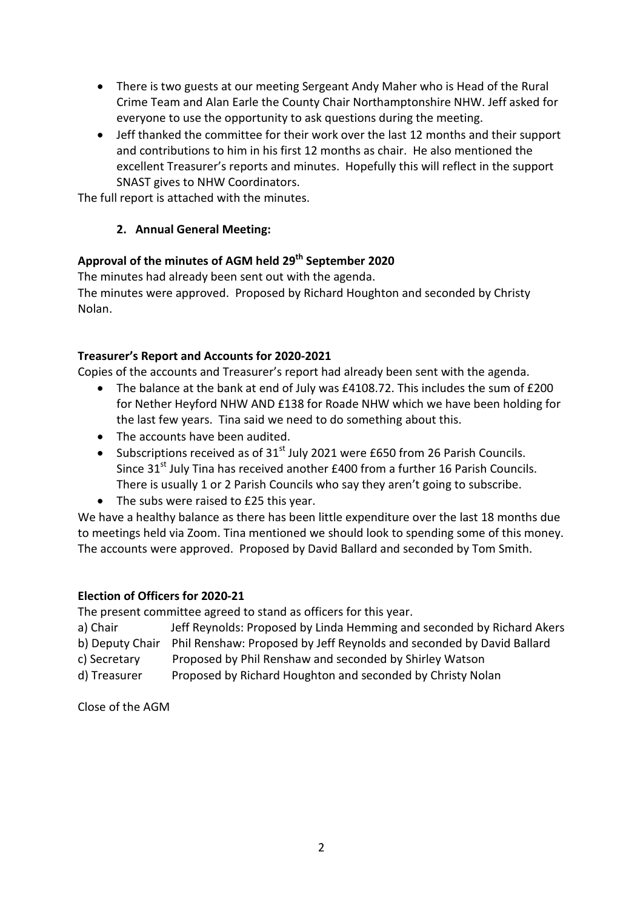- There is two guests at our meeting Sergeant Andy Maher who is Head of the Rural Crime Team and Alan Earle the County Chair Northamptonshire NHW. Jeff asked for everyone to use the opportunity to ask questions during the meeting.
- Jeff thanked the committee for their work over the last 12 months and their support and contributions to him in his first 12 months as chair. He also mentioned the excellent Treasurer's reports and minutes. Hopefully this will reflect in the support SNAST gives to NHW Coordinators.

The full report is attached with the minutes.

**2. Annual General Meeting:**

**Approval of the minutes of AGM held 29th September 2020**

The minutes had already been sent out with the agenda.
The minutes were approved. Proposed by Richard Houghton and seconded by Christy Nolan.

**Treasurer's Report and Accounts for 2020-2021**

Copies of the accounts and Treasurer's report had already been sent with the agenda.

- The balance at the bank at end of July was £4108.72. This includes the sum of £200 for Nether Heyford NHW AND £138 for Roade NHW which we have been holding for the last few years. Tina said we need to do something about this.
- The accounts have been audited.
- Subscriptions received as of 31st July 2021 were £650 from 26 Parish Councils. Since 31st July Tina has received another £400 from a further 16 Parish Councils. There is usually 1 or 2 Parish Councils who say they aren't going to subscribe.
- The subs were raised to £25 this year.

We have a healthy balance as there has been little expenditure over the last 18 months due to meetings held via Zoom. Tina mentioned we should look to spending some of this money.
The accounts were approved. Proposed by David Ballard and seconded by Tom Smith.

**Election of Officers for 2020-21**

The present committee agreed to stand as officers for this year.

a) Chair — Jeff Reynolds: Proposed by Linda Hemming and seconded by Richard Akers
b) Deputy Chair — Phil Renshaw: Proposed by Jeff Reynolds and seconded by David Ballard
c) Secretary — Proposed by Phil Renshaw and seconded by Shirley Watson
d) Treasurer — Proposed by Richard Houghton and seconded by Christy Nolan

Close of the AGM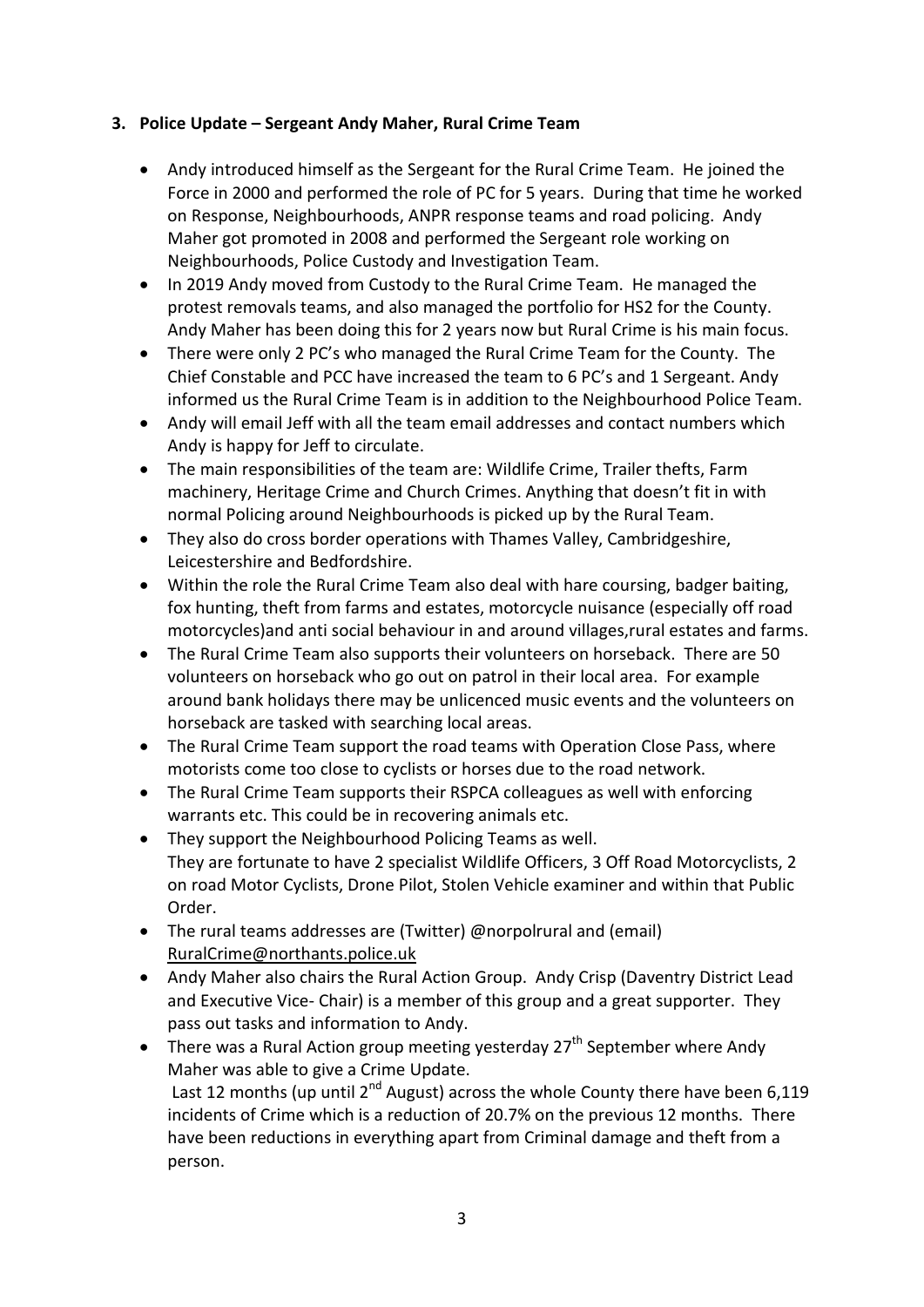### 3. Police Update – Sergeant Andy Maher, Rural Crime Team

- Andy introduced himself as the Sergeant for the Rural Crime Team. He joined the Force in 2000 and performed the role of PC for 5 years. During that time he worked on Response, Neighbourhoods, ANPR response teams and road policing. Andy Maher got promoted in 2008 and performed the Sergeant role working on Neighbourhoods, Police Custody and Investigation Team.
- In 2019 Andy moved from Custody to the Rural Crime Team. He managed the protest removals teams, and also managed the portfolio for HS2 for the County. Andy Maher has been doing this for 2 years now but Rural Crime is his main focus.
- There were only 2 PC's who managed the Rural Crime Team for the County. The Chief Constable and PCC have increased the team to 6 PC's and 1 Sergeant. Andy informed us the Rural Crime Team is in addition to the Neighbourhood Police Team.
- Andy will email Jeff with all the team email addresses and contact numbers which Andy is happy for Jeff to circulate.
- The main responsibilities of the team are: Wildlife Crime, Trailer thefts, Farm machinery, Heritage Crime and Church Crimes. Anything that doesn't fit in with normal Policing around Neighbourhoods is picked up by the Rural Team.
- They also do cross border operations with Thames Valley, Cambridgeshire, Leicestershire and Bedfordshire.
- Within the role the Rural Crime Team also deal with hare coursing, badger baiting, fox hunting, theft from farms and estates, motorcycle nuisance (especially off road motorcycles)and anti social behaviour in and around villages,rural estates and farms.
- The Rural Crime Team also supports their volunteers on horseback. There are 50 volunteers on horseback who go out on patrol in their local area. For example around bank holidays there may be unlicenced music events and the volunteers on horseback are tasked with searching local areas.
- The Rural Crime Team support the road teams with Operation Close Pass, where motorists come too close to cyclists or horses due to the road network.
- The Rural Crime Team supports their RSPCA colleagues as well with enforcing warrants etc. This could be in recovering animals etc.
- They support the Neighbourhood Policing Teams as well.
  They are fortunate to have 2 specialist Wildlife Officers, 3 Off Road Motorcyclists, 2 on road Motor Cyclists, Drone Pilot, Stolen Vehicle examiner and within that Public Order.
- The rural teams addresses are (Twitter) @norpolrural and (email) RuralCrime@northants.police.uk
- Andy Maher also chairs the Rural Action Group. Andy Crisp (Daventry District Lead and Executive Vice- Chair) is a member of this group and a great supporter. They pass out tasks and information to Andy.
- There was a Rural Action group meeting yesterday 27th September where Andy Maher was able to give a Crime Update.
  Last 12 months (up until 2nd August) across the whole County there have been 6,119 incidents of Crime which is a reduction of 20.7% on the previous 12 months. There have been reductions in everything apart from Criminal damage and theft from a person.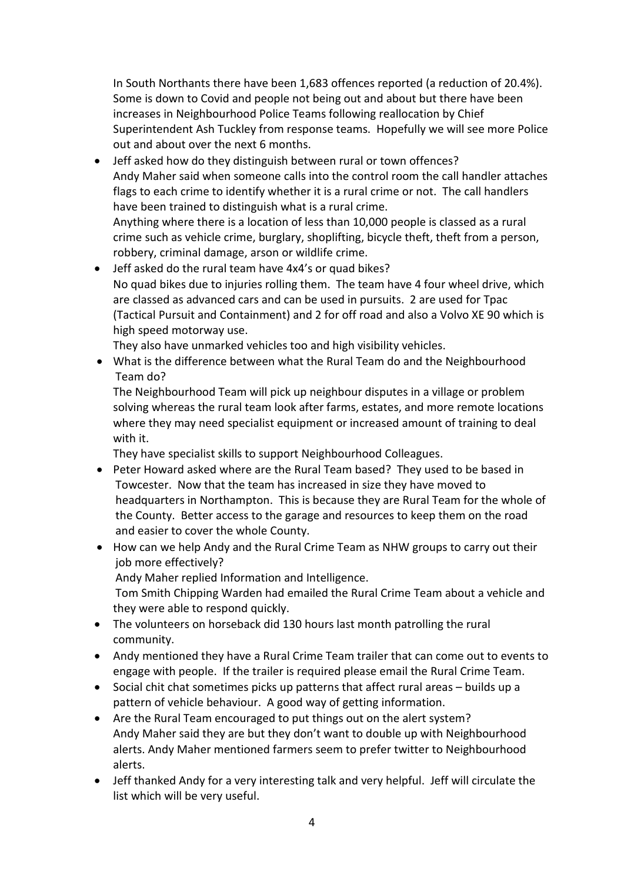In South Northants there have been 1,683 offences reported (a reduction of 20.4%). Some is down to Covid and people not being out and about but there have been increases in Neighbourhood Police Teams following reallocation by Chief Superintendent Ash Tuckley from response teams. Hopefully we will see more Police out and about over the next 6 months.

- Jeff asked how do they distinguish between rural or town offences?
  Andy Maher said when someone calls into the control room the call handler attaches flags to each crime to identify whether it is a rural crime or not. The call handlers have been trained to distinguish what is a rural crime.
  Anything where there is a location of less than 10,000 people is classed as a rural crime such as vehicle crime, burglary, shoplifting, bicycle theft, theft from a person, robbery, criminal damage, arson or wildlife crime.
- Jeff asked do the rural team have 4x4's or quad bikes?
  No quad bikes due to injuries rolling them. The team have 4 four wheel drive, which are classed as advanced cars and can be used in pursuits. 2 are used for Tpac (Tactical Pursuit and Containment) and 2 for off road and also a Volvo XE 90 which is high speed motorway use.
  They also have unmarked vehicles too and high visibility vehicles.
- What is the difference between what the Rural Team do and the Neighbourhood Team do?
  The Neighbourhood Team will pick up neighbour disputes in a village or problem solving whereas the rural team look after farms, estates, and more remote locations where they may need specialist equipment or increased amount of training to deal with it.
  They have specialist skills to support Neighbourhood Colleagues.
- Peter Howard asked where are the Rural Team based? They used to be based in Towcester. Now that the team has increased in size they have moved to headquarters in Northampton. This is because they are Rural Team for the whole of the County. Better access to the garage and resources to keep them on the road and easier to cover the whole County.
- How can we help Andy and the Rural Crime Team as NHW groups to carry out their job more effectively?
  Andy Maher replied Information and Intelligence.
  Tom Smith Chipping Warden had emailed the Rural Crime Team about a vehicle and they were able to respond quickly.
- The volunteers on horseback did 130 hours last month patrolling the rural community.
- Andy mentioned they have a Rural Crime Team trailer that can come out to events to engage with people. If the trailer is required please email the Rural Crime Team.
- Social chit chat sometimes picks up patterns that affect rural areas – builds up a pattern of vehicle behaviour. A good way of getting information.
- Are the Rural Team encouraged to put things out on the alert system?
  Andy Maher said they are but they don't want to double up with Neighbourhood alerts. Andy Maher mentioned farmers seem to prefer twitter to Neighbourhood alerts.
- Jeff thanked Andy for a very interesting talk and very helpful. Jeff will circulate the list which will be very useful.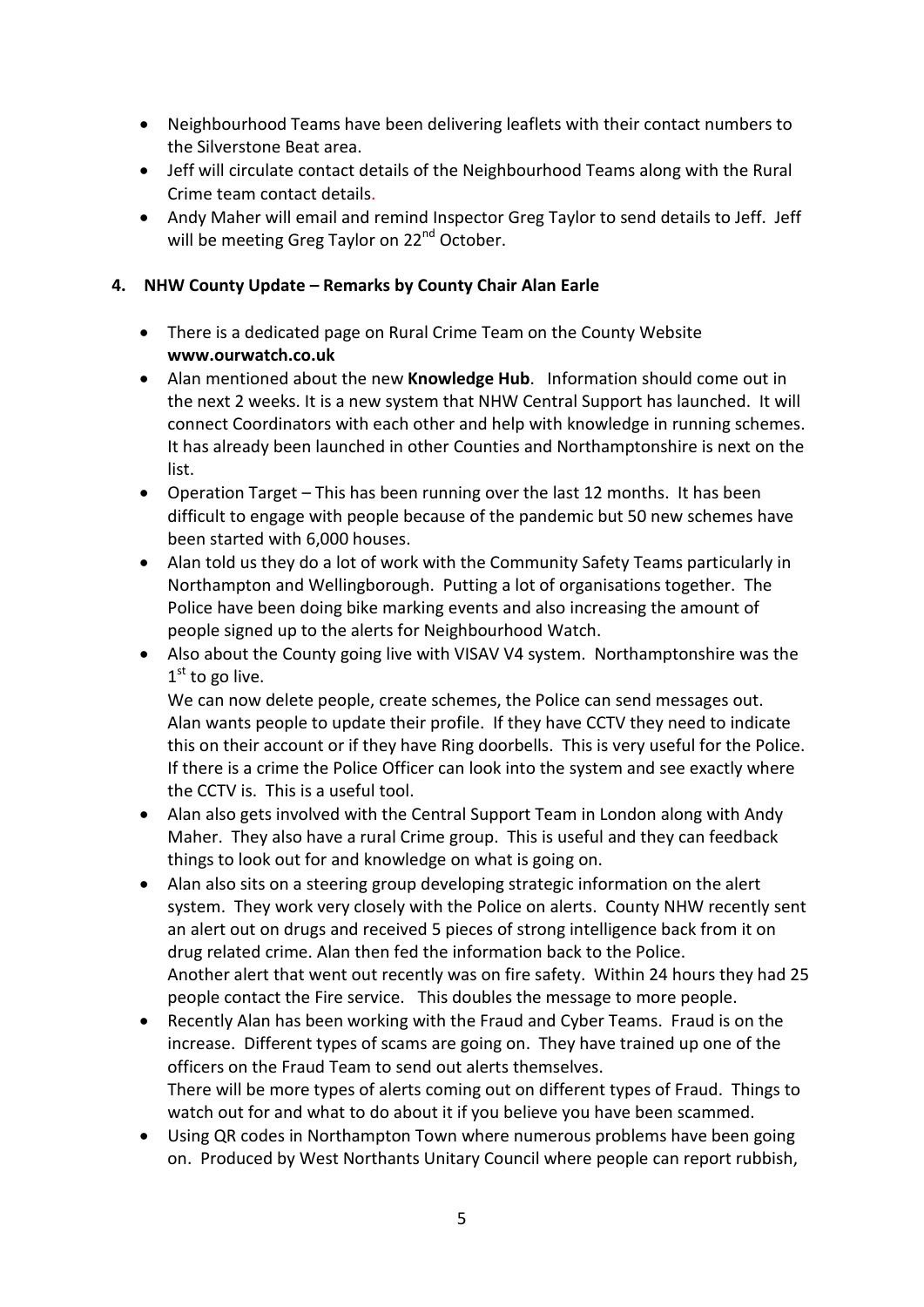- Neighbourhood Teams have been delivering leaflets with their contact numbers to the Silverstone Beat area.
- Jeff will circulate contact details of the Neighbourhood Teams along with the Rural Crime team contact details.
- Andy Maher will email and remind Inspector Greg Taylor to send details to Jeff. Jeff will be meeting Greg Taylor on 22nd October.

**4. NHW County Update – Remarks by County Chair Alan Earle**

- There is a dedicated page on Rural Crime Team on the County Website **www.ourwatch.co.uk**
- Alan mentioned about the new **Knowledge Hub**. Information should come out in the next 2 weeks. It is a new system that NHW Central Support has launched. It will connect Coordinators with each other and help with knowledge in running schemes. It has already been launched in other Counties and Northamptonshire is next on the list.
- Operation Target – This has been running over the last 12 months. It has been difficult to engage with people because of the pandemic but 50 new schemes have been started with 6,000 houses.
- Alan told us they do a lot of work with the Community Safety Teams particularly in Northampton and Wellingborough. Putting a lot of organisations together. The Police have been doing bike marking events and also increasing the amount of people signed up to the alerts for Neighbourhood Watch.
- Also about the County going live with VISAV V4 system. Northamptonshire was the 1st to go live.
  We can now delete people, create schemes, the Police can send messages out. Alan wants people to update their profile. If they have CCTV they need to indicate this on their account or if they have Ring doorbells. This is very useful for the Police. If there is a crime the Police Officer can look into the system and see exactly where the CCTV is. This is a useful tool.
- Alan also gets involved with the Central Support Team in London along with Andy Maher. They also have a rural Crime group. This is useful and they can feedback things to look out for and knowledge on what is going on.
- Alan also sits on a steering group developing strategic information on the alert system. They work very closely with the Police on alerts. County NHW recently sent an alert out on drugs and received 5 pieces of strong intelligence back from it on drug related crime. Alan then fed the information back to the Police.
  Another alert that went out recently was on fire safety. Within 24 hours they had 25 people contact the Fire service. This doubles the message to more people.
- Recently Alan has been working with the Fraud and Cyber Teams. Fraud is on the increase. Different types of scams are going on. They have trained up one of the officers on the Fraud Team to send out alerts themselves.
  There will be more types of alerts coming out on different types of Fraud. Things to watch out for and what to do about it if you believe you have been scammed.
- Using QR codes in Northampton Town where numerous problems have been going on. Produced by West Northants Unitary Council where people can report rubbish,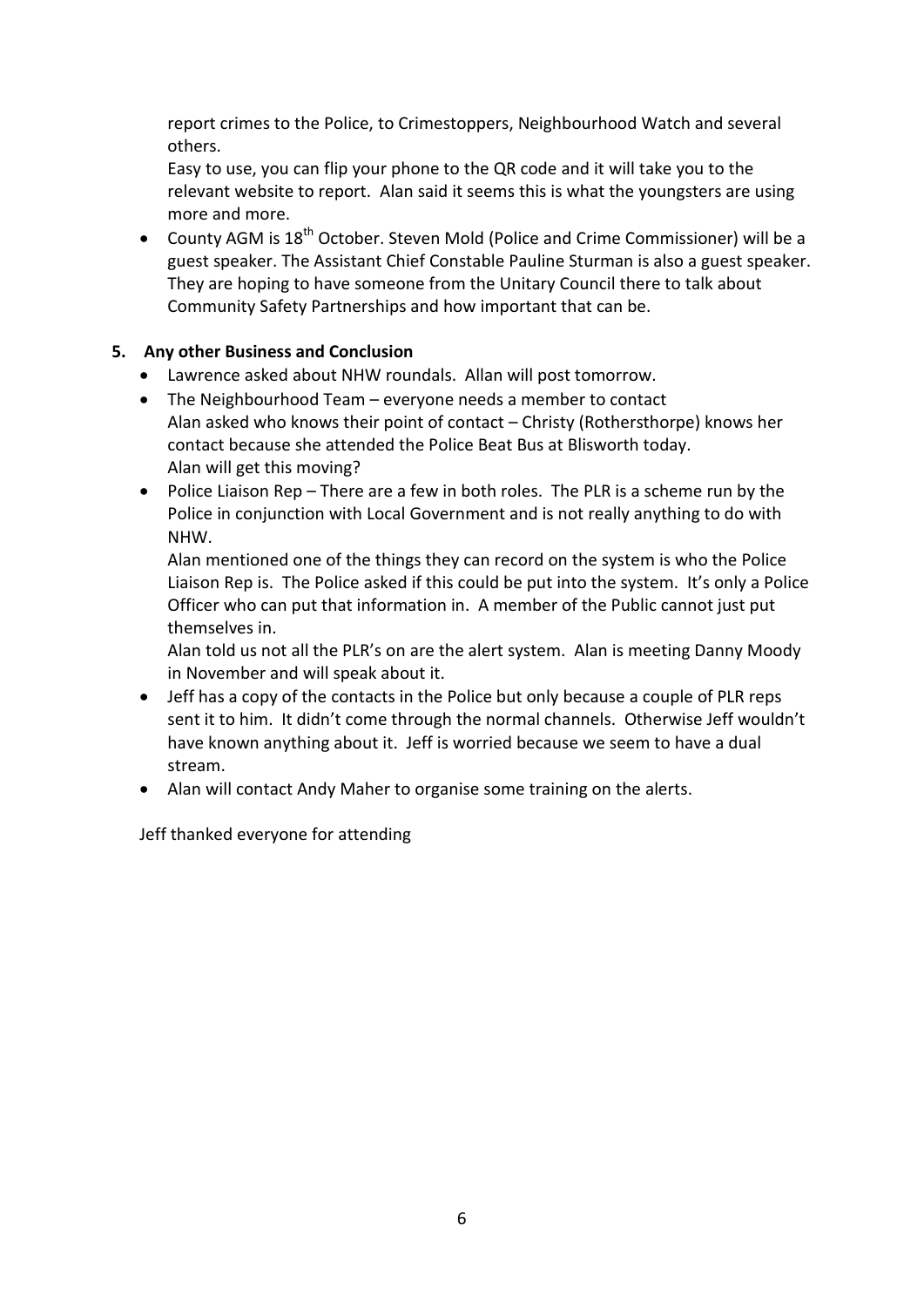report crimes to the Police, to Crimestoppers, Neighbourhood Watch and several others.
Easy to use, you can flip your phone to the QR code and it will take you to the relevant website to report. Alan said it seems this is what the youngsters are using more and more.

- County AGM is 18th October. Steven Mold (Police and Crime Commissioner) will be a guest speaker. The Assistant Chief Constable Pauline Sturman is also a guest speaker. They are hoping to have someone from the Unitary Council there to talk about Community Safety Partnerships and how important that can be.

## 5. Any other Business and Conclusion

- Lawrence asked about NHW roundals. Allan will post tomorrow.
- The Neighbourhood Team – everyone needs a member to contact
  Alan asked who knows their point of contact – Christy (Rothersthorpe) knows her contact because she attended the Police Beat Bus at Blisworth today.
  Alan will get this moving?
- Police Liaison Rep – There are a few in both roles. The PLR is a scheme run by the Police in conjunction with Local Government and is not really anything to do with NHW.
  Alan mentioned one of the things they can record on the system is who the Police Liaison Rep is. The Police asked if this could be put into the system. It's only a Police Officer who can put that information in. A member of the Public cannot just put themselves in.
  Alan told us not all the PLR's on are the alert system. Alan is meeting Danny Moody in November and will speak about it.
- Jeff has a copy of the contacts in the Police but only because a couple of PLR reps sent it to him. It didn't come through the normal channels. Otherwise Jeff wouldn't have known anything about it. Jeff is worried because we seem to have a dual stream.
- Alan will contact Andy Maher to organise some training on the alerts.

Jeff thanked everyone for attending